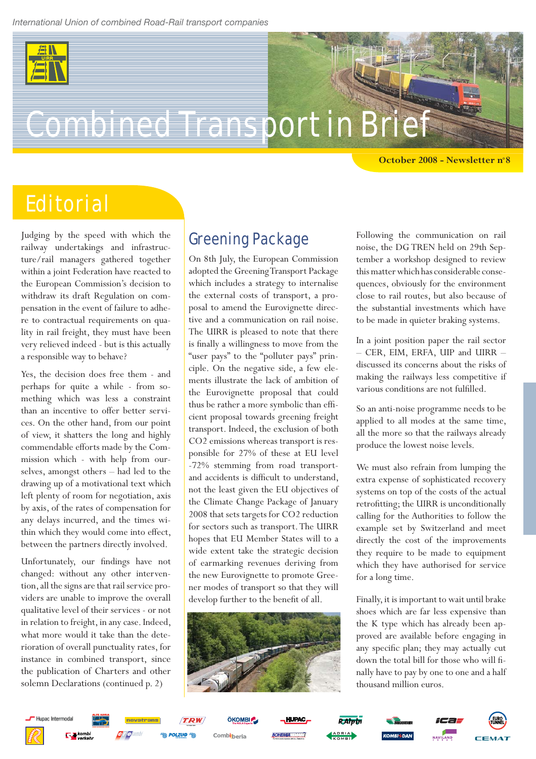International Union of combined Road-Rail transport companies

# Combined Transport in Brief

**October 2008 - Newsletter n°8**

## Editorial

Judging by the speed with which the railway undertakings and infrastructure/rail managers gathered together within a joint Federation have reacted to the European Commission's decision to withdraw its draft Regulation on compensation in the event of failure to adhere to contractual requirements on quality in rail freight, they must have been very relieved indeed - but is this actually a responsible way to behave?

Yes, the decision does free them - and perhaps for quite a while - from something which was less a constraint than an incentive to offer better services. On the other hand, from our point of view, it shatters the long and highly commendable efforts made by the Commission which - with help from ourselves, amongst others – had led to the drawing up of a motivational text which left plenty of room for negotiation, axis by axis, of the rates of compensation for any delays incurred, and the times within which they would come into effect, between the partners directly involved.

Unfortunately, our findings have not changed: without any other intervention, all the signs are that rail service providers are unable to improve the overall qualitative level of their services - or not in relation to freight, in any case. Indeed, what more would it take than the deterioration of overall punctuality rates, for instance in combined transport, since the publication of Charters and other solemn Declarations (continued p. 2)

## Greening Package

On 8th July, the European Commission adopted the Greening Transport Package which includes a strategy to internalise the external costs of transport, a proposal to amend the Eurovignette directive and a communication on rail noise. The UIRR is pleased to note that there is finally a willingness to move from the "user pays" to the "polluter pays" principle. On the negative side, a few elements illustrate the lack of ambition of the Eurovignette proposal that could thus be rather a more symbolic than efficient proposal towards greening freight transport. Indeed, the exclusion of both $CO_2$ emissions whereas transport is responsible for 27% of these at EU level -72% stemming from road transport- and accidents is difficult to understand, not the least given the EU objectives of the Climate Change Package of January 2008 that sets targets for $CO_2$ reduction for sectors such as transport. The UIRR hopes that EU Member States will to a wide extent take the strategic decision of earmarking revenues deriving from the new Eurovignette to promote Greener modes of transport so that they will develop further to the benefit of all.

Following the communication on rail noise, the DG TREN held on 29th September a workshop designed to review this matter which has considerable consequences, obviously for the environment close to rail routes, but also because of the substantial investments which have to be made in quieter braking systems.

In a joint position paper the rail sector – CER, EIM, ERFA, UIP and UIRR – discussed its concerns about the risks of making the railways less competitive if various conditions are not fulfilled.

So an anti-noise programme needs to be applied to all modes at the same time, all the more so that the railways already produce the lowest noise levels.

We must also refrain from lumping the extra expense of sophisticated recovery systems on top of the costs of the actual retrofitting; the UIRR is unconditionally calling for the Authorities to follow the example set by Switzerland and meet directly the cost of the improvements they require to be made to equipment which they have authorised for service for a long time.

Finally, it is important to wait until brake shoes which are far less expensive than the K type which has already been approved are available before engaging in any specific plan; they may actually cut down the total bill for those who will finally have to pay by one to one and a half thousand million euros.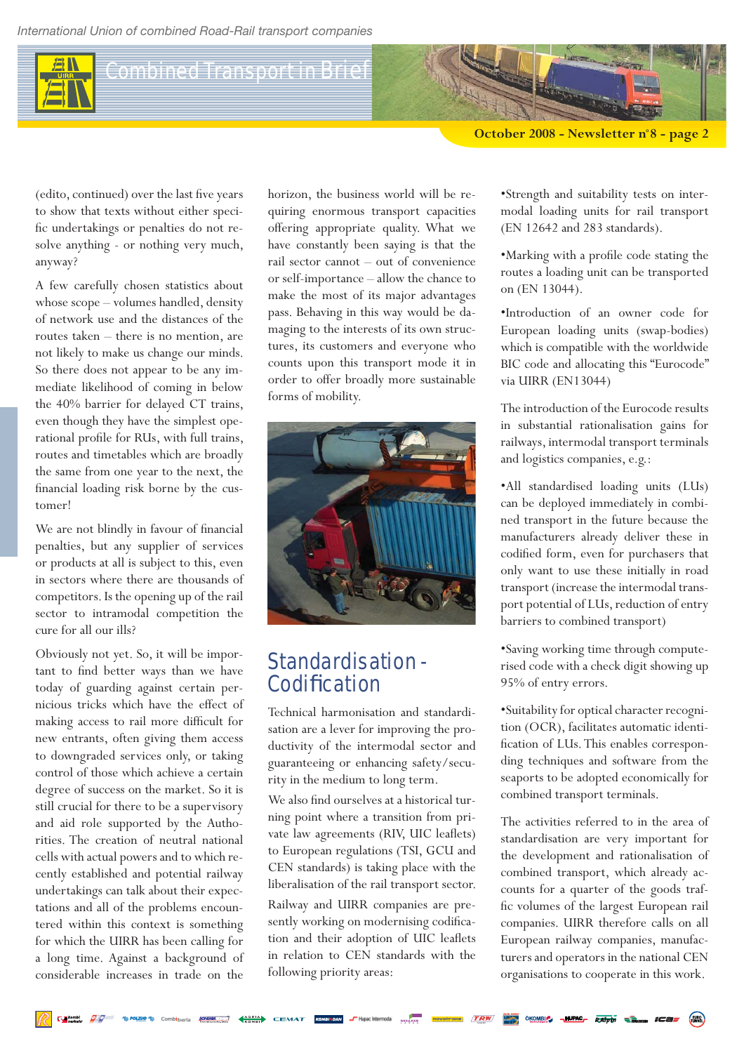(edito, continued) over the last five years to show that texts without either specific undertakings or penalties do not resolve anything - or nothing very much, anyway?

A few carefully chosen statistics about whose scope – volumes handled, density of network use and the distances of the routes taken – there is no mention, are not likely to make us change our minds. So there does not appear to be any immediate likelihood of coming in below the 40% barrier for delayed CT trains, even though they have the simplest operational profile for RUs, with full trains, routes and timetables which are broadly the same from one year to the next, the financial loading risk borne by the customer!

We are not blindly in favour of financial penalties, but any supplier of services or products at all is subject to this, even in sectors where there are thousands of competitors. Is the opening up of the rail sector to intramodal competition the cure for all our ills?

Obviously not yet. So, it will be important to find better ways than we have today of guarding against certain pernicious tricks which have the effect of making access to rail more difficult for new entrants, often giving them access to downgraded services only, or taking control of those which achieve a certain degree of success on the market. So it is still crucial for there to be a supervisory and aid role supported by the Authorities. The creation of neutral national cells with actual powers and to which recently established and potential railway undertakings can talk about their expectations and all of the problems encountered within this context is something for which the UIRR has been calling for a long time. Against a background of considerable increases in trade on the horizon, the business world will be requiring enormous transport capacities offering appropriate quality. What we have constantly been saying is that the rail sector cannot – out of convenience or self-importance – allow the chance to make the most of its major advantages pass. Behaving in this way would be damaging to the interests of its own structures, its customers and everyone who counts upon this transport mode it in order to offer broadly more sustainable forms of mobility.

## Standardisation - Codification

Technical harmonisation and standardisation are a lever for improving the productivity of the intermodal sector and guaranteeing or enhancing safety/security in the medium to long term.

We also find ourselves at a historical turning point where a transition from private law agreements (RIV, UIC leaflets) to European regulations (TSI, GCU and CEN standards) is taking place with the liberalisation of the rail transport sector.

Railway and UIRR companies are presently working on modernising codification and their adoption of UIC leaflets in relation to CEN standards with the following priority areas:

•Strength and suitability tests on intermodal loading units for rail transport (EN 12642 and 283 standards).

•Marking with a profile code stating the routes a loading unit can be transported on (EN 13044).

•Introduction of an owner code for European loading units (swap-bodies) which is compatible with the worldwide BIC code and allocating this “Eurocode” via UIRR (EN13044)

The introduction of the Eurocode results in substantial rationalisation gains for railways, intermodal transport terminals and logistics companies, e.g.:

•All standardised loading units (LUs) can be deployed immediately in combined transport in the future because the manufacturers already deliver these in codified form, even for purchasers that only want to use these initially in road transport (increase the intermodal transport potential of LUs, reduction of entry barriers to combined transport)

•Saving working time through computerised code with a check digit showing up 95% of entry errors.

•Suitability for optical character recognition (OCR), facilitates automatic identification of LUs. This enables corresponding techniques and software from the seaports to be adopted economically for combined transport terminals.

The activities referred to in the area of standardisation are very important for the development and rationalisation of combined transport, which already accounts for a quarter of the goods traffic volumes of the largest European rail companies. UIRR therefore calls on all European railway companies, manufacturers and operators in the national CEN organisations to cooperate in this work.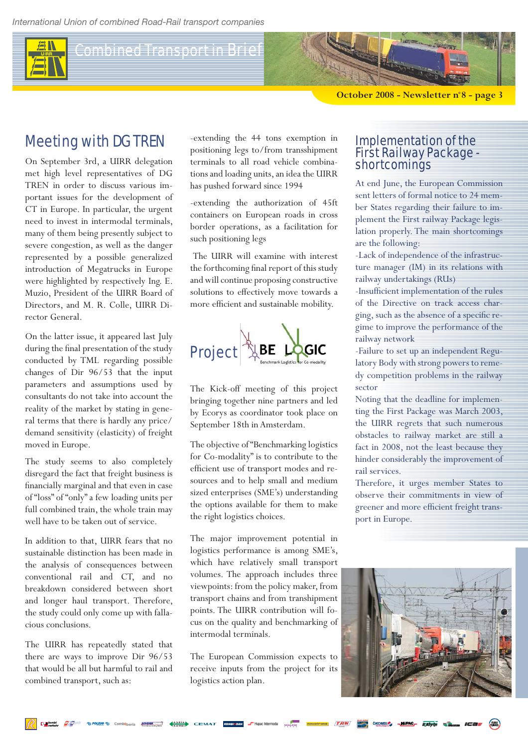## Meeting with DG TREN

On September 3rd, a UIRR delegation met high level representatives of DG TREN in order to discuss various important issues for the development of CT in Europe. In particular, the urgent need to invest in intermodal terminals, many of them being presently subject to severe congestion, as well as the danger represented by a possible generalized introduction of Megatrucks in Europe were highlighted by respectively Ing. E. Muzio, President of the UIRR Board of Directors, and M. R. Colle, UIRR Director General.

On the latter issue, it appeared last July during the final presentation of the study conducted by TML regarding possible changes of Dir 96/53 that the input parameters and assumptions used by consultants do not take into account the reality of the market by stating in general terms that there is hardly any price/demand sensitivity (elasticity) of freight moved in Europe.

The study seems to also completely disregard the fact that freight business is financially marginal and that even in case of "loss" of "only" a few loading units per full combined train, the whole train may well have to be taken out of service.

In addition to that, UIRR fears that no sustainable distinction has been made in the analysis of consequences between conventional rail and CT, and no breakdown considered between short and longer haul transport. Therefore, the study could only come up with fallacious conclusions.

The UIRR has repeatedly stated that there are ways to improve Dir 96/53 that would be all but harmful to rail and combined transport, such as:

-extending the 44 tons exemption in positioning legs to/from transshipment terminals to all road vehicle combinations and loading units, an idea the UIRR has pushed forward since 1994

-extending the authorization of 45ft containers on European roads in cross border operations, as a facilitation for such positioning legs

The UIRR will examine with interest the forthcoming final report of this study and will continue proposing constructive solutions to effectively move towards a more efficient and sustainable mobility.

## Project BE LOGIC

Benchmark Logistics for Co-modality

The Kick-off meeting of this project bringing together nine partners and led by Ecorys as coordinator took place on September 18th in Amsterdam.

The objective of "Benchmarking logistics for Co-modality" is to contribute to the efficient use of transport modes and resources and to help small and medium sized enterprises (SME's) understanding the options available for them to make the right logistics choices.

The major improvement potential in logistics performance is among SME's, which have relatively small transport volumes. The approach includes three viewpoints: from the policy maker, from transport chains and from transhipment points. The UIRR contribution will focus on the quality and benchmarking of intermodal terminals.

The European Commission expects to receive inputs from the project for its logistics action plan.

## Implementation of the First Railway Package - shortcomings

At end June, the European Commission sent letters of formal notice to 24 member States regarding their failure to implement the First railway Package legislation properly. The main shortcomings are the following:

-Lack of independence of the infrastructure manager (IM) in its relations with railway undertakings (RUs)

-Insufficient implementation of the rules of the Directive on track access charging, such as the absence of a specific regime to improve the performance of the railway network

-Failure to set up an independent Regulatory Body with strong powers to remedy competition problems in the railway sector

Noting that the deadline for implementing the First Package was March 2003, the UIRR regrets that such numerous obstacles to railway market are still a fact in 2008, not the least because they hinder considerably the improvement of rail services.

Therefore, it urges member States to observe their commitments in view of greener and more efficient freight transport in Europe.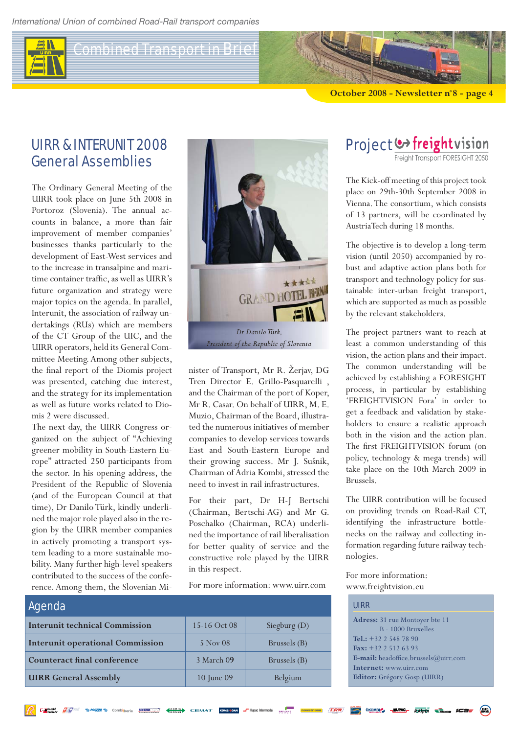# UIRR & INTERUNIT 2008 General Assemblies

The Ordinary General Meeting of the UIRR took place on June 5th 2008 in Portoroz (Slovenia). The annual accounts in balance, a more than fair improvement of member companies' businesses thanks particularly to the development of East-West services and to the increase in transalpine and maritime container traffic, as well as UIRR's future organization and strategy were major topics on the agenda. In parallel, Interunit, the association of railway undertakings (RUs) which are members of the CT Group of the UIC, and the UIRR operators, held its General Committee Meeting. Among other subjects, the final report of the Diomis project was presented, catching due interest, and the strategy for its implementation as well as future works related to Diomis 2 were discussed.

The next day, the UIRR Congress organized on the subject of "Achieving greener mobility in South-Eastern Europe" attracted 250 participants from the sector. In his opening address, the President of the Republic of Slovenia (and of the European Council at that time), Dr Danilo Türk, kindly underlined the major role played also in the region by the UIRR member companies in actively promoting a transport system leading to a more sustainable mobility. Many further high-level speakers contributed to the success of the conference. Among them, the Slovenian Minister of Transport, Mr R. Žerjav, DG Tren Director E. Grillo-Pasquarelli , and the Chairman of the port of Koper, Mr R. Casar. On behalf of UIRR, M. E. Muzio, Chairman of the Board, illustrated the numerous initiatives of member companies to develop services towards East and South-Eastern Europe and their growing success. Mr J. Sušnik, Chairman of Adria Kombi, stressed the need to invest in rail infrastructures.

*Dr Danilo Türk, President of the Republic of Slovenia*

For their part, Dr H-J Bertschi (Chairman, Bertschi-AG) and Mr G. Poschalko (Chairman, RCA) underlined the importance of rail liberalisation for better quality of service and the constructive role played by the UIRR in this respect.

For more information: www.uirr.com

# Project freightvision

Freight Transport FORESIGHT 2050

The Kick-off meeting of this project took place on 29th-30th September 2008 in Vienna. The consortium, which consists of 13 partners, will be coordinated by AustriaTech during 18 months.

The objective is to develop a long-term vision (until 2050) accompanied by robust and adaptive action plans both for transport and technology policy for sustainable inter-urban freight transport, which are supported as much as possible by the relevant stakeholders.

The project partners want to reach at least a common understanding of this vision, the action plans and their impact. The common understanding will be achieved by establishing a FORESIGHT process, in particular by establishing 'FREIGHTVISION Fora' in order to get a feedback and validation by stakeholders to ensure a realistic approach both in the vision and the action plan. The first FREIGHTVISION forum (on policy, technology & mega trends) will take place on the 10th March 2009 in Brussels.

The UIRR contribution will be focused on providing trends on Road-Rail CT, identifying the infrastructure bottlenecks on the railway and collecting information regarding future railway technologies.

For more information: www.freightvision.eu

## Agenda

| | | |
|---|---|---|
| **Interunit technical Commission** | 15-16 Oct 08 | Siegburg (D) |
| **Interunit operational Commission** | 5 Nov 08 | Brussels (B) |
| **Counteract final conference** | 3 March 09 | Brussels (B) |
| **UIRR General Assembly** | 10 June 09 | Belgium |

## UIRR

**Adress:** 31 rue Montoyer bte 11
B - 1000 Bruxelles
**Tel.:** +32 2 548 78 90
**Fax:** +32 2 512 63 93
**E-mail:** headoffice.brussels@uirr.com
**Internet:** www.uirr.com
**Editor:** Grégory Gosp (UIRR)